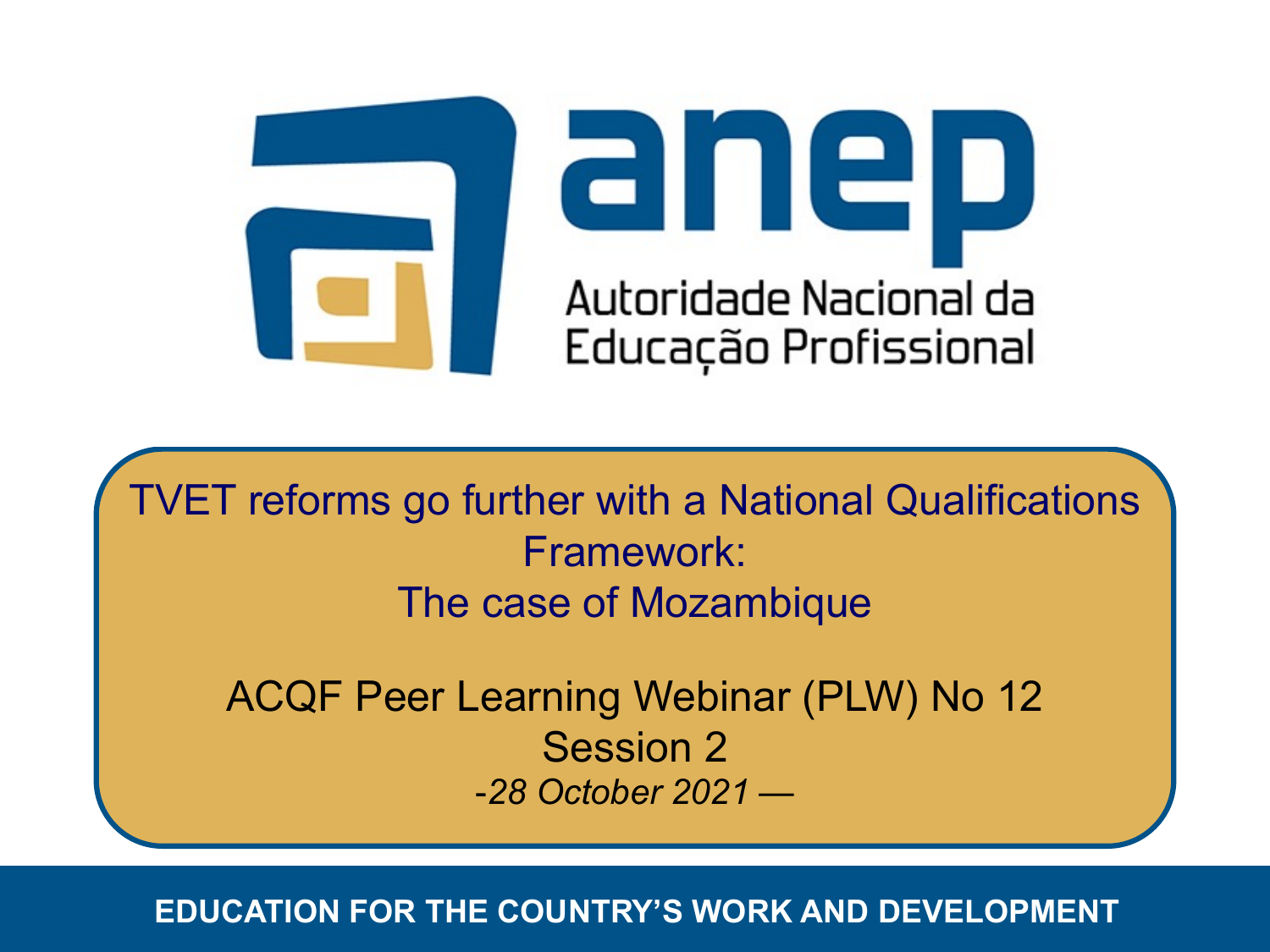anep

Autoridade Nacional da Educação Profissional

# TVET reforms go further with a National Qualifications Framework: The case of Mozambique

ACQF Peer Learning Webinar (PLW) No 12

Session 2

*-28 October 2021 —*

**EDUCATION FOR THE COUNTRY'S WORK AND DEVELOPMENT**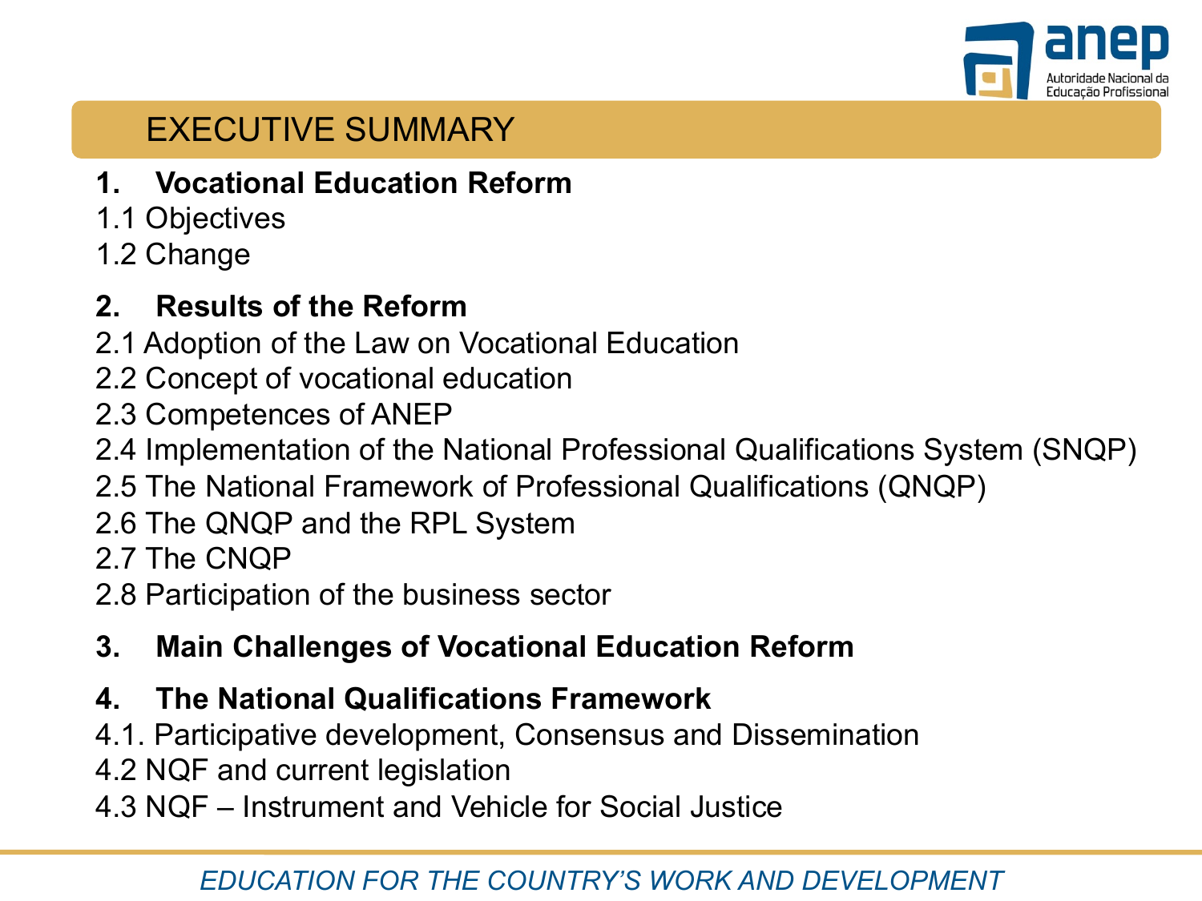# EXECUTIVE SUMMARY

## 1. Vocational Education Reform

1.1 Objectives

1.2 Change

## 2. Results of the Reform

2.1 Adoption of the Law on Vocational Education

2.2 Concept of vocational education

2.3 Competences of ANEP

2.4 Implementation of the National Professional Qualifications System (SNQP)

2.5 The National Framework of Professional Qualifications (QNQP)

2.6 The QNQP and the RPL System

2.7 The CNQP

2.8 Participation of the business sector

## 3. Main Challenges of Vocational Education Reform

## 4. The National Qualifications Framework

4.1. Participative development, Consensus and Dissemination

4.2 NQF and current legislation

4.3 NQF – Instrument and Vehicle for Social Justice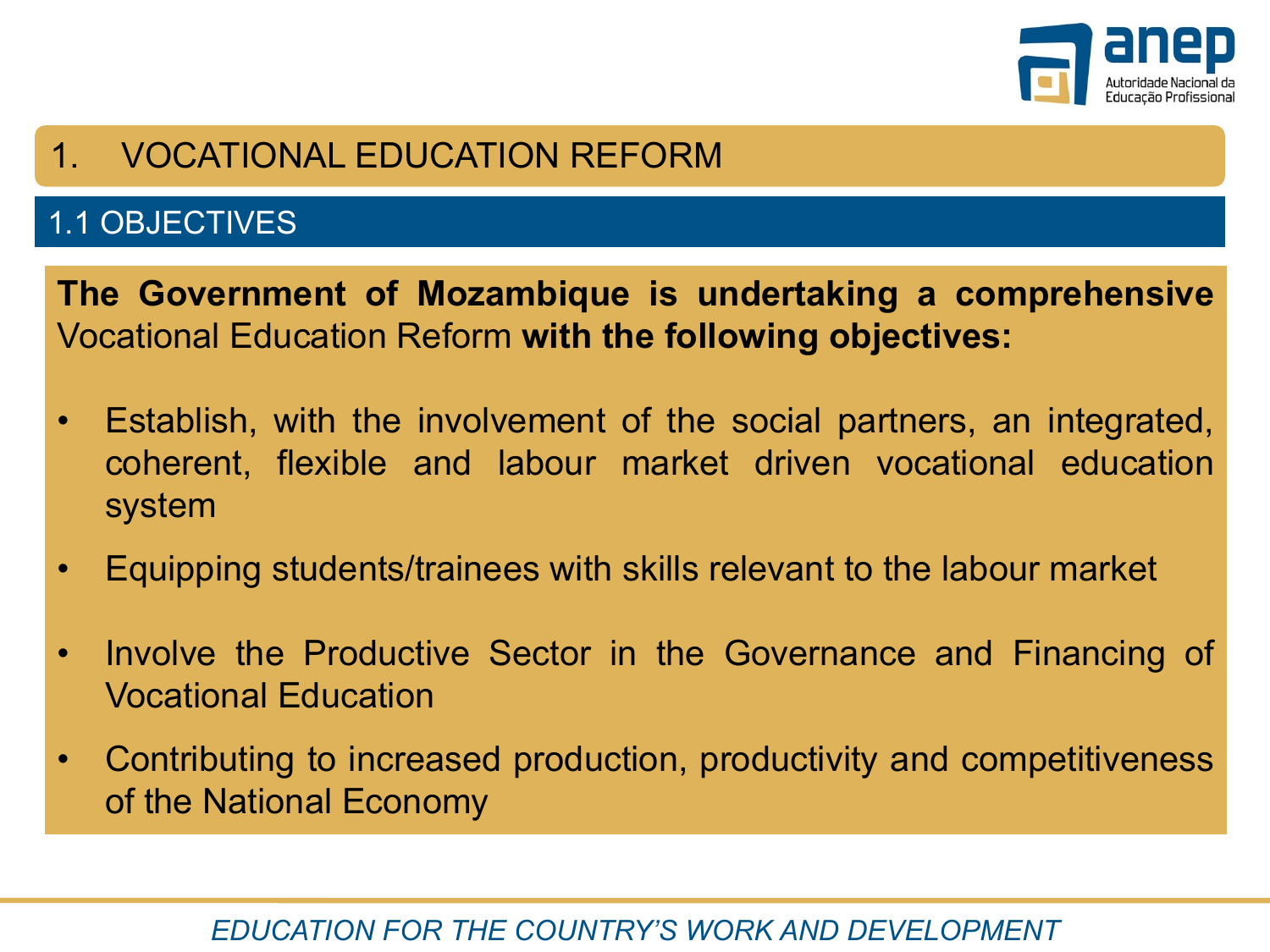# 1. VOCATIONAL EDUCATION REFORM

## 1.1 OBJECTIVES

**The Government of Mozambique is undertaking a comprehensive** Vocational Education Reform **with the following objectives:**

- Establish, with the involvement of the social partners, an integrated, coherent, flexible and labour market driven vocational education system
- Equipping students/trainees with skills relevant to the labour market
- Involve the Productive Sector in the Governance and Financing of Vocational Education
- Contributing to increased production, productivity and competitiveness of the National Economy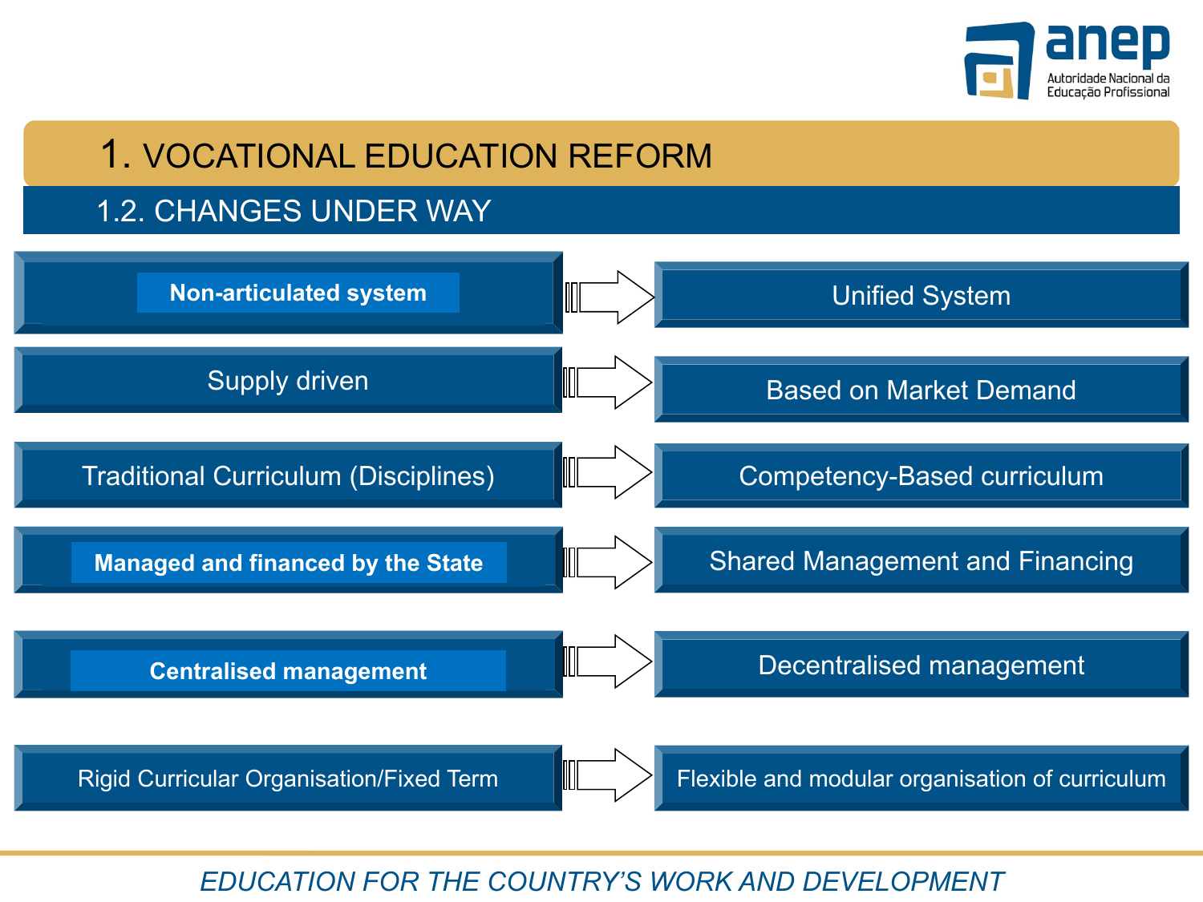# 1. VOCATIONAL EDUCATION REFORM

## 1.2. CHANGES UNDER WAY

| From | | To |
|---|---|---|
| **Non-articulated system** | → | Unified System |
| Supply driven | → | Based on Market Demand |
| Traditional Curriculum (Disciplines) | → | Competency-Based curriculum |
| **Managed and financed by the State** | → | Shared Management and Financing |
| **Centralised management** | → | Decentralised management |
| Rigid Curricular Organisation/Fixed Term | → | Flexible and modular organisation of curriculum |

*EDUCATION FOR THE COUNTRY'S WORK AND DEVELOPMENT*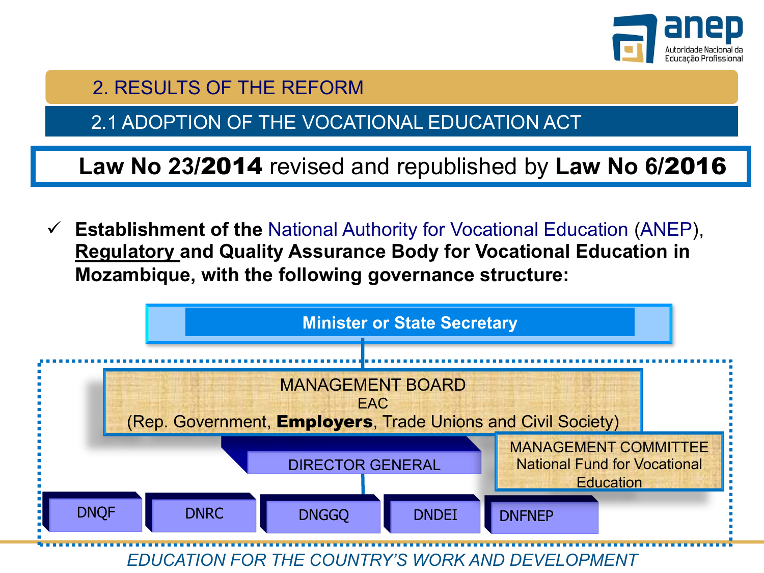## 2. RESULTS OF THE REFORM

### 2.1 ADOPTION OF THE VOCATIONAL EDUCATION ACT

**Law No 23/2014** revised and republished by **Law No 6/2016**

- ✓ **Establishment of the** National Authority for Vocational Education (ANEP), **Regulatory and Quality Assurance Body for Vocational Education in Mozambique, with the following governance structure:**

**Minister or State Secretary**

MANAGEMENT BOARD
EAC
(Rep. Government, **Employers**, Trade Unions and Civil Society)

DIRECTOR GENERAL

MANAGEMENT COMMITTEE
National Fund for Vocational Education

DNQF | DNRC | DNGGQ | DNDEI | DNFNEP

*EDUCATION FOR THE COUNTRY'S WORK AND DEVELOPMENT*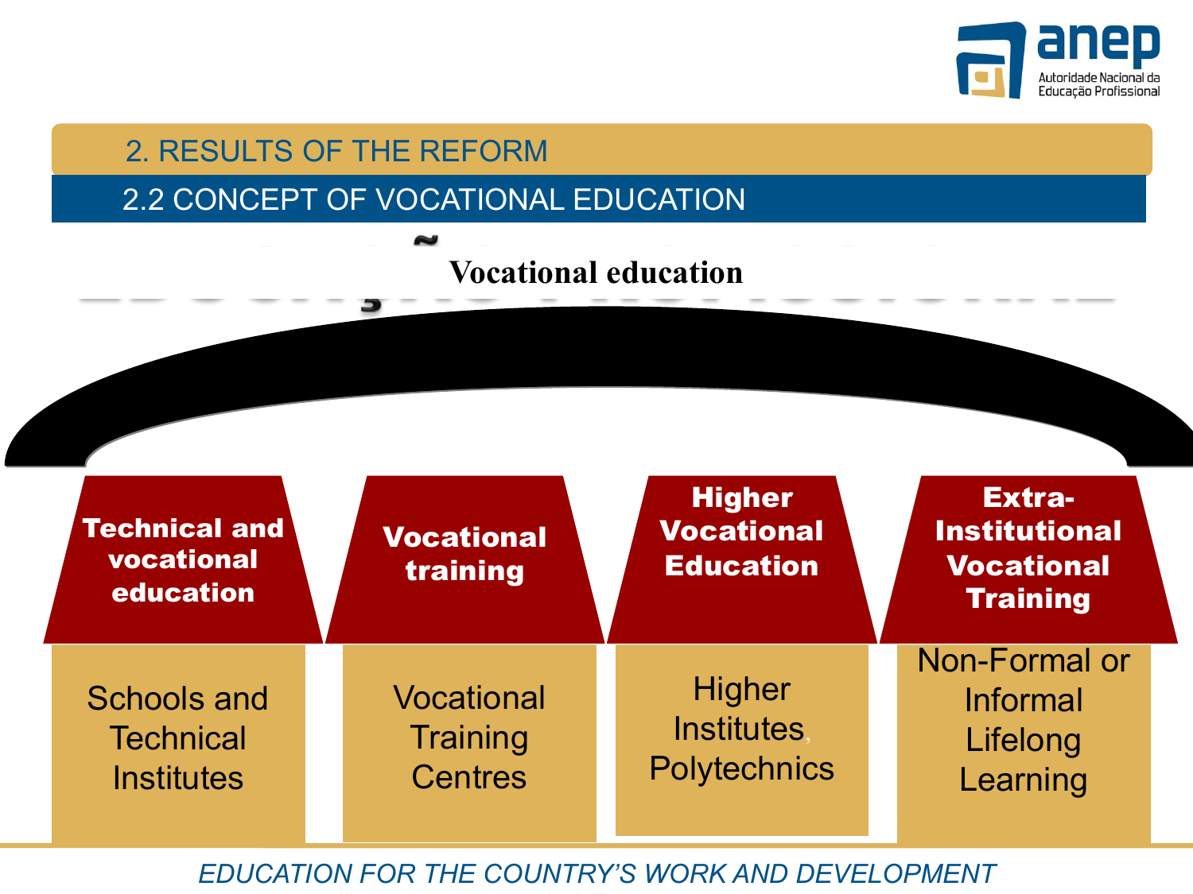## 2. RESULTS OF THE REFORM

### 2.2 CONCEPT OF VOCATIONAL EDUCATION

**Vocational education**

| Technical and vocational education | Vocational training | Higher Vocational Education | Extra-Institutional Vocational Training |
|---|---|---|---|
| Schools and Technical Institutes | Vocational Training Centres | Higher Institutes, Polytechnics | Non-Formal or Informal Lifelong Learning |

*EDUCATION FOR THE COUNTRY'S WORK AND DEVELOPMENT*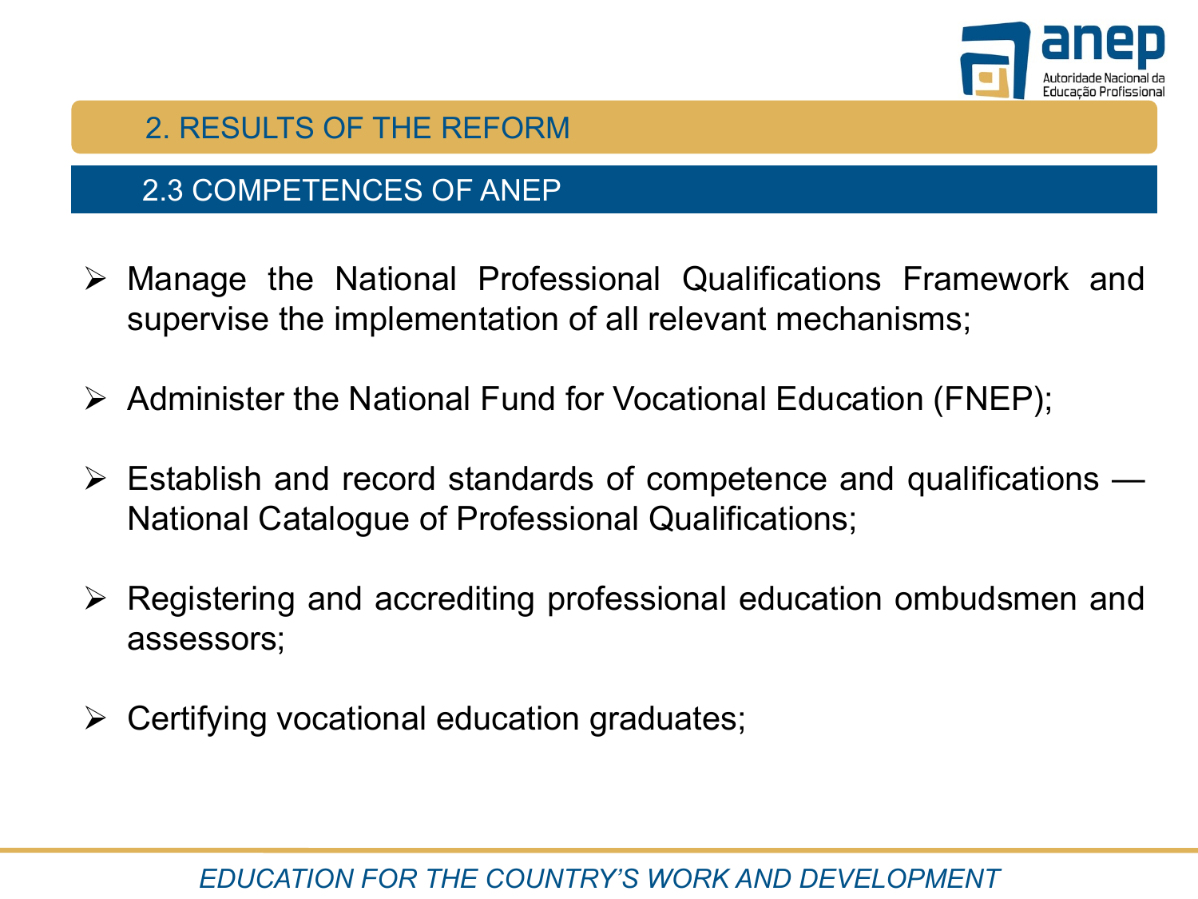## 2. RESULTS OF THE REFORM

### 2.3 COMPETENCES OF ANEP

- Manage the National Professional Qualifications Framework and supervise the implementation of all relevant mechanisms;
- Administer the National Fund for Vocational Education (FNEP);
- Establish and record standards of competence and qualifications — National Catalogue of Professional Qualifications;
- Registering and accrediting professional education ombudsmen and assessors;
- Certifying vocational education graduates;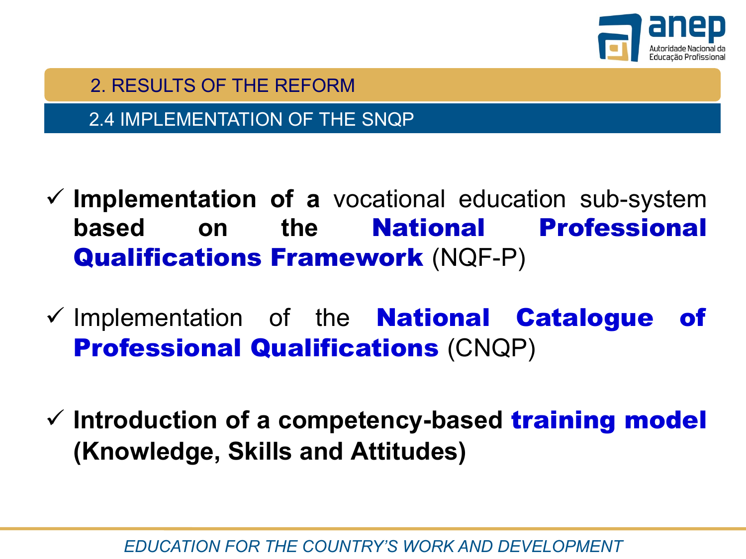## 2. RESULTS OF THE REFORM

### 2.4 IMPLEMENTATION OF THE SNQP

- ✓ **Implementation of a** vocational education sub-system **based on the National Professional Qualifications Framework** (NQF-P)
- ✓ Implementation of the **National Catalogue of Professional Qualifications** (CNQP)
- ✓ **Introduction of a competency-based training model (Knowledge, Skills and Attitudes)**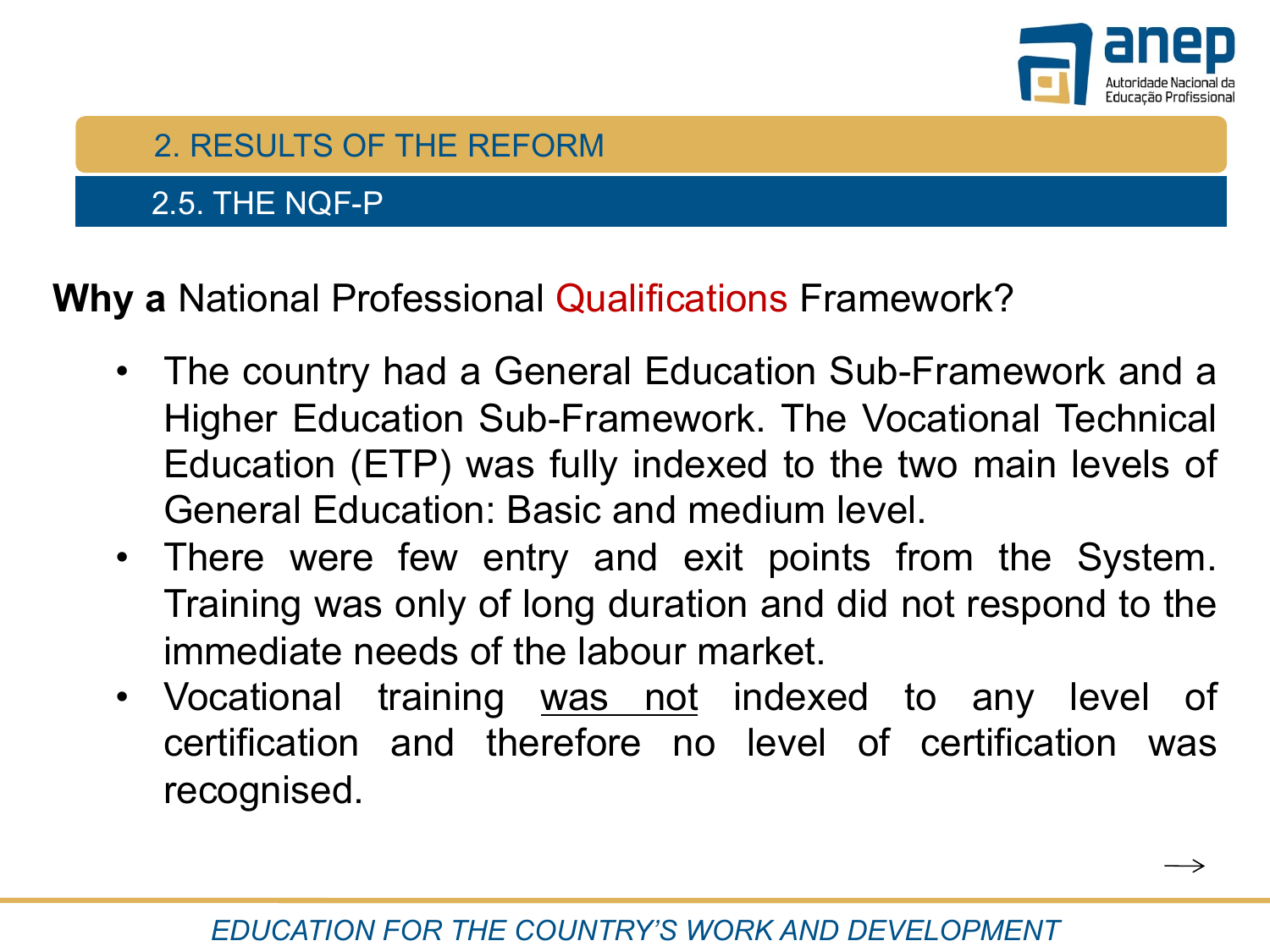## 2. RESULTS OF THE REFORM

### 2.5. THE NQF-P

**Why a** National Professional Qualifications Framework?

- The country had a General Education Sub-Framework and a Higher Education Sub-Framework. The Vocational Technical Education (ETP) was fully indexed to the two main levels of General Education: Basic and medium level.
- There were few entry and exit points from the System. Training was only of long duration and did not respond to the immediate needs of the labour market.
- Vocational training <u>was not</u> indexed to any level of certification and therefore no level of certification was recognised.

→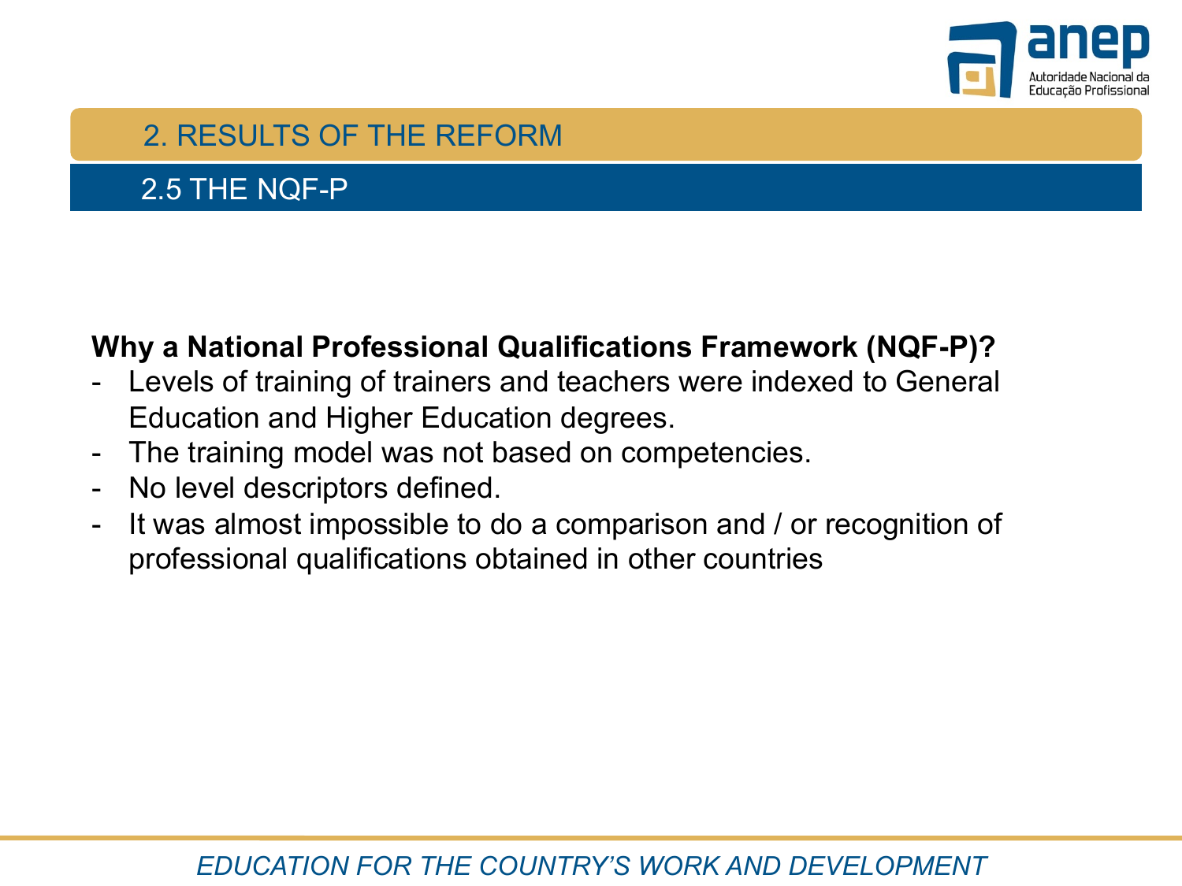## 2. RESULTS OF THE REFORM

### 2.5 THE NQF-P

**Why a National Professional Qualifications Framework (NQF-P)?**

- Levels of training of trainers and teachers were indexed to General Education and Higher Education degrees.
- The training model was not based on competencies.
- No level descriptors defined.
- It was almost impossible to do a comparison and / or recognition of professional qualifications obtained in other countries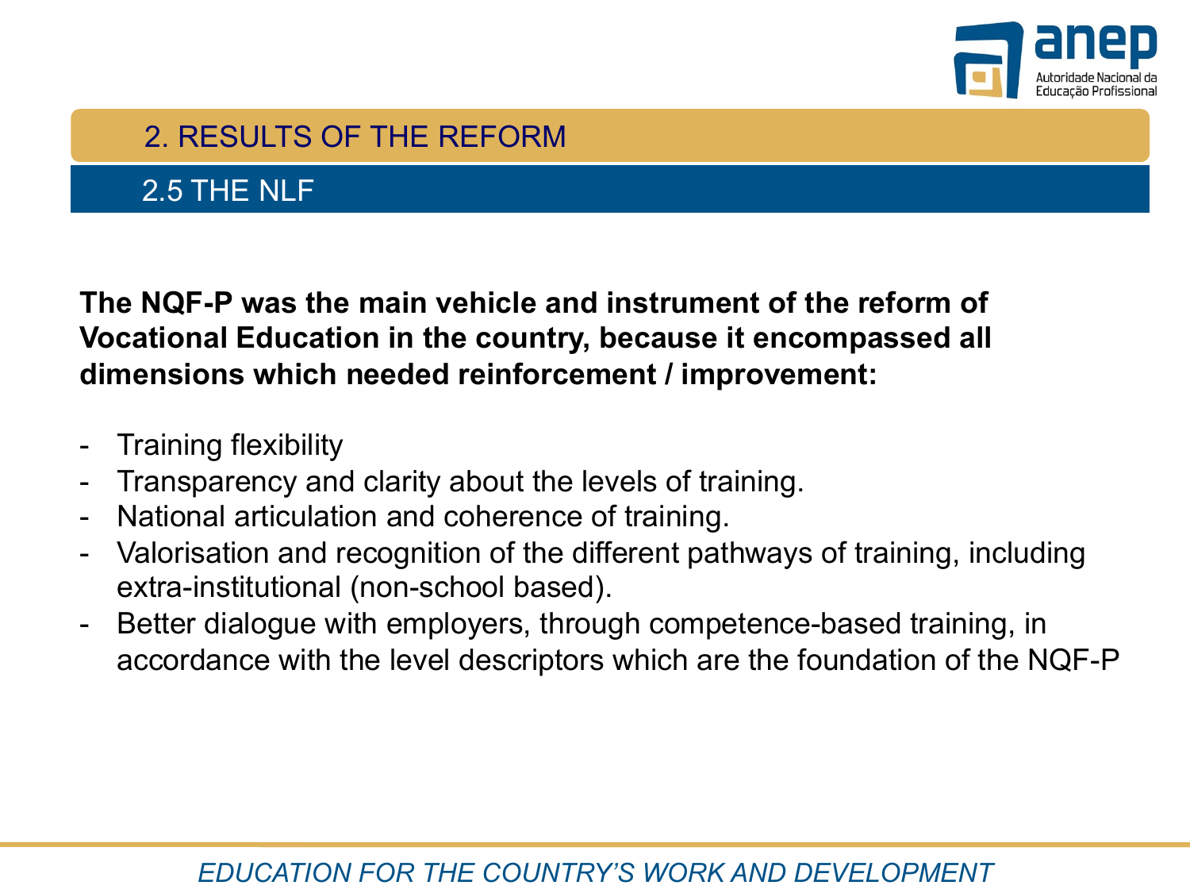## 2. RESULTS OF THE REFORM

### 2.5 THE NLF

**The NQF-P was the main vehicle and instrument of the reform of Vocational Education in the country, because it encompassed all dimensions which needed reinforcement / improvement:**

- Training flexibility
- Transparency and clarity about the levels of training.
- National articulation and coherence of training.
- Valorisation and recognition of the different pathways of training, including extra-institutional (non-school based).
- Better dialogue with employers, through competence-based training, in accordance with the level descriptors which are the foundation of the NQF-P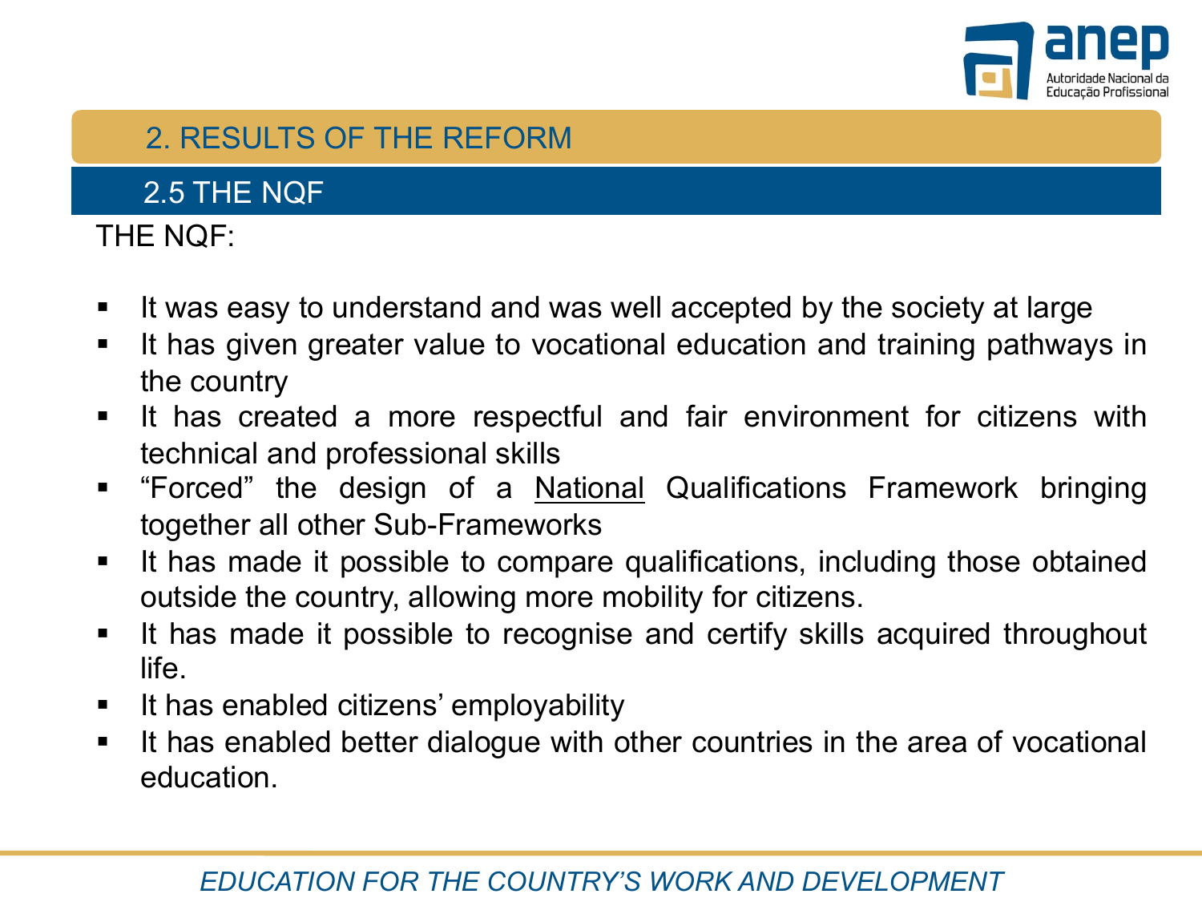## 2. RESULTS OF THE REFORM

### 2.5 THE NQF

THE NQF:

- It was easy to understand and was well accepted by the society at large
- It has given greater value to vocational education and training pathways in the country
- It has created a more respectful and fair environment for citizens with technical and professional skills
- “Forced” the design of a National Qualifications Framework bringing together all other Sub-Frameworks
- It has made it possible to compare qualifications, including those obtained outside the country, allowing more mobility for citizens.
- It has made it possible to recognise and certify skills acquired throughout life.
- It has enabled citizens’ employability
- It has enabled better dialogue with other countries in the area of vocational education.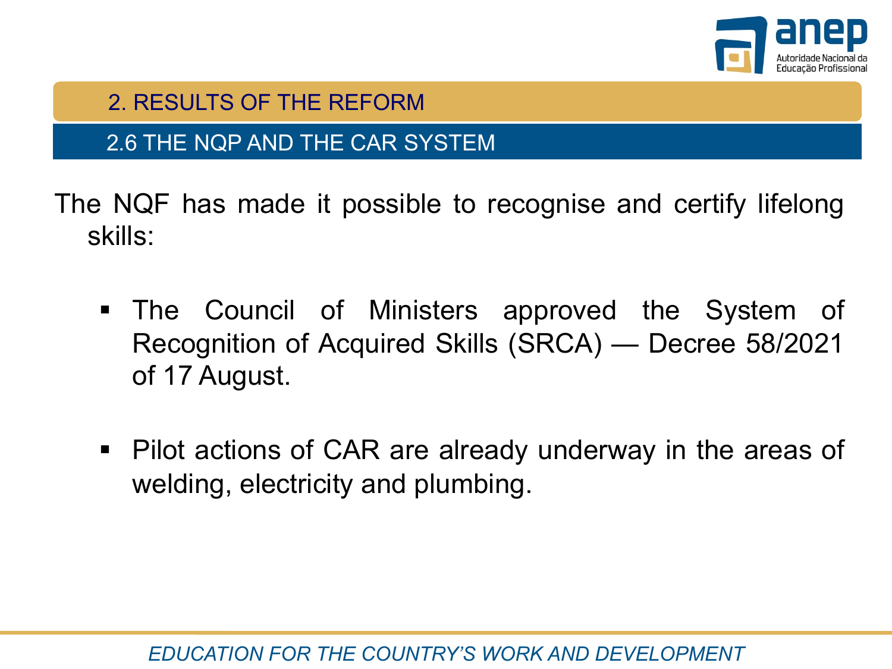## 2. RESULTS OF THE REFORM

### 2.6 THE NQP AND THE CAR SYSTEM

The NQF has made it possible to recognise and certify lifelong skills:

- The Council of Ministers approved the System of Recognition of Acquired Skills (SRCA) — Decree 58/2021 of 17 August.
- Pilot actions of CAR are already underway in the areas of welding, electricity and plumbing.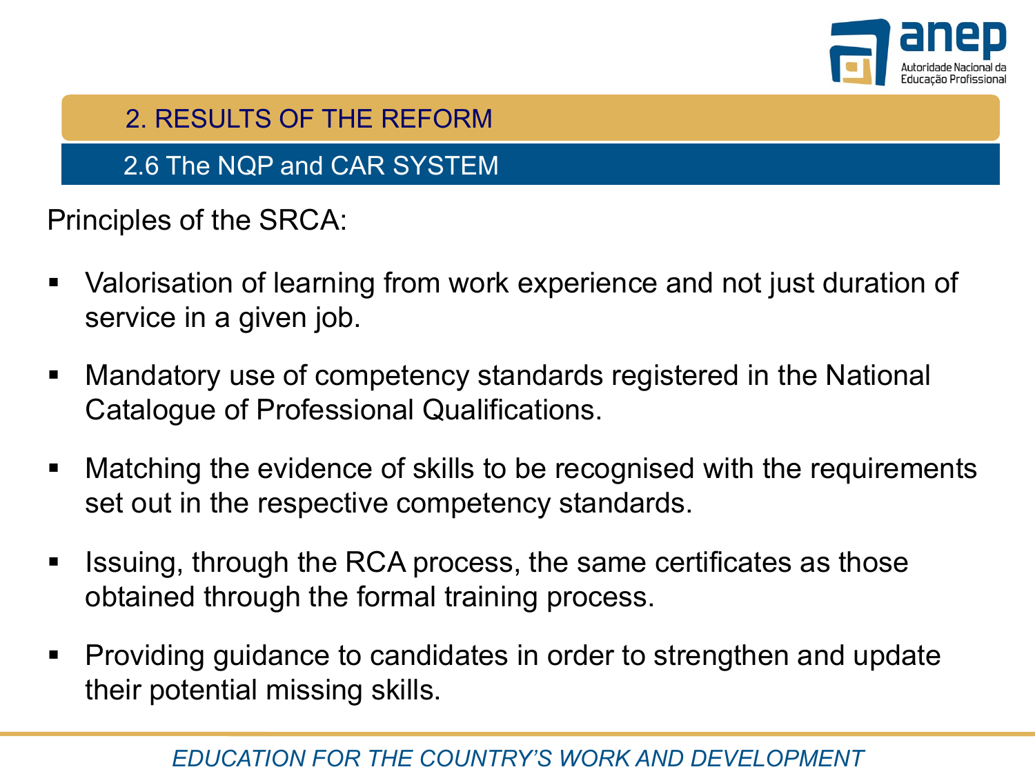## 2. RESULTS OF THE REFORM

### 2.6 The NQP and CAR SYSTEM

Principles of the SRCA:

- Valorisation of learning from work experience and not just duration of service in a given job.
- Mandatory use of competency standards registered in the National Catalogue of Professional Qualifications.
- Matching the evidence of skills to be recognised with the requirements set out in the respective competency standards.
- Issuing, through the RCA process, the same certificates as those obtained through the formal training process.
- Providing guidance to candidates in order to strengthen and update their potential missing skills.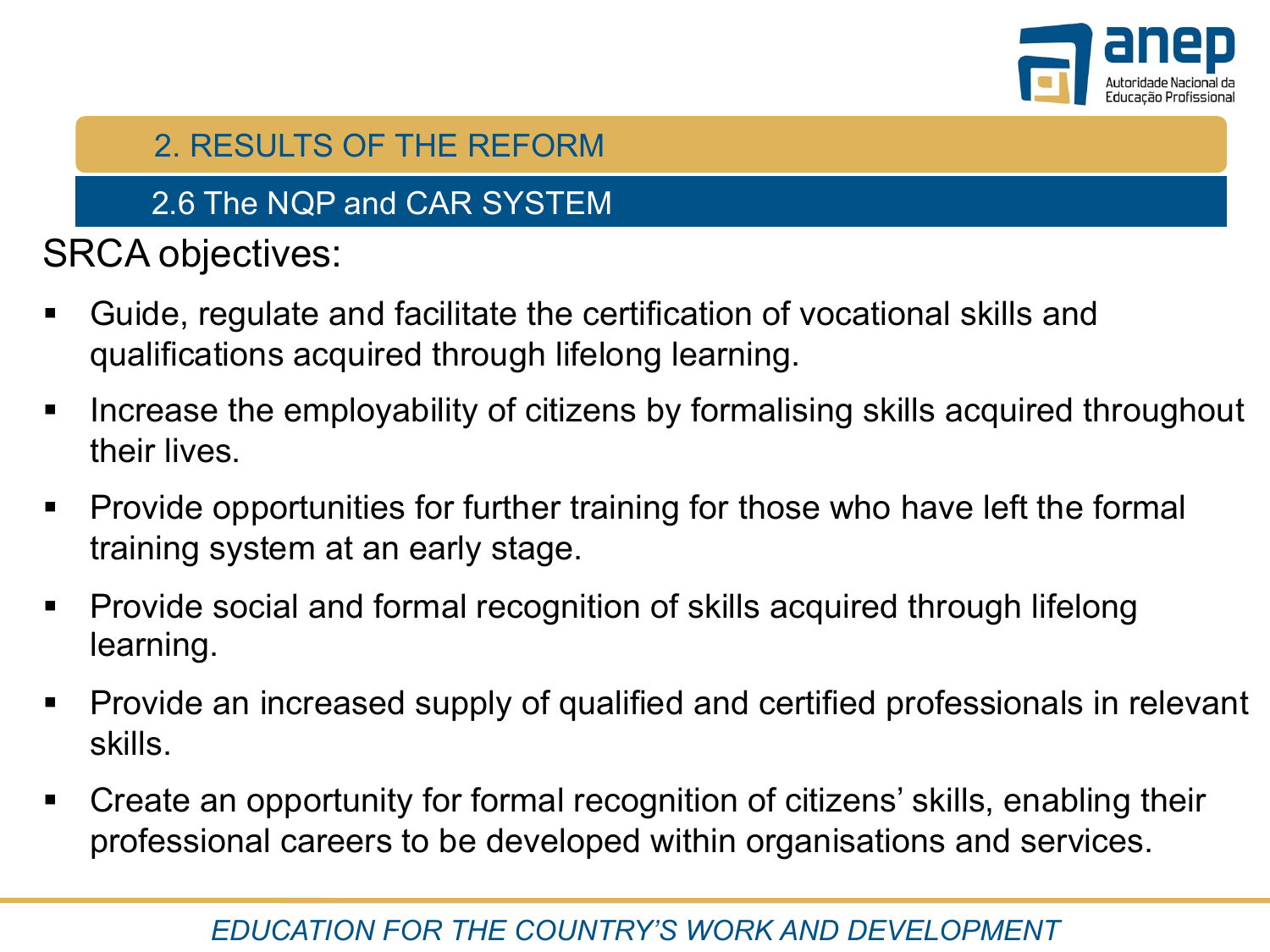## 2. RESULTS OF THE REFORM

### 2.6 The NQP and CAR SYSTEM

SRCA objectives:

- Guide, regulate and facilitate the certification of vocational skills and qualifications acquired through lifelong learning.
- Increase the employability of citizens by formalising skills acquired throughout their lives.
- Provide opportunities for further training for those who have left the formal training system at an early stage.
- Provide social and formal recognition of skills acquired through lifelong learning.
- Provide an increased supply of qualified and certified professionals in relevant skills.
- Create an opportunity for formal recognition of citizens' skills, enabling their professional careers to be developed within organisations and services.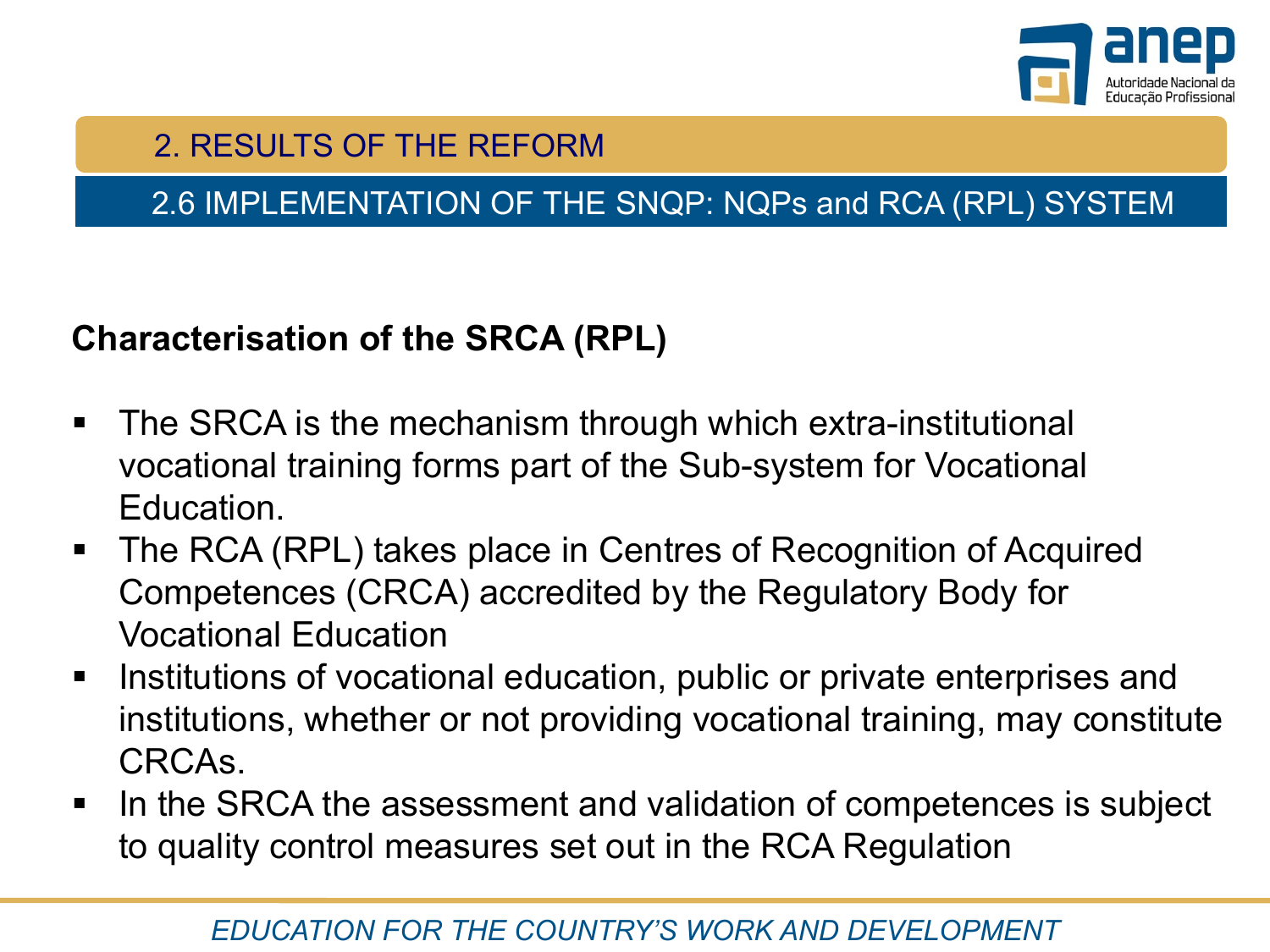## 2. RESULTS OF THE REFORM

### 2.6 IMPLEMENTATION OF THE SNQP: NQPs and RCA (RPL) SYSTEM

**Characterisation of the SRCA (RPL)**

- The SRCA is the mechanism through which extra-institutional vocational training forms part of the Sub-system for Vocational Education.
- The RCA (RPL) takes place in Centres of Recognition of Acquired Competences (CRCA) accredited by the Regulatory Body for Vocational Education
- Institutions of vocational education, public or private enterprises and institutions, whether or not providing vocational training, may constitute CRCAs.
- In the SRCA the assessment and validation of competences is subject to quality control measures set out in the RCA Regulation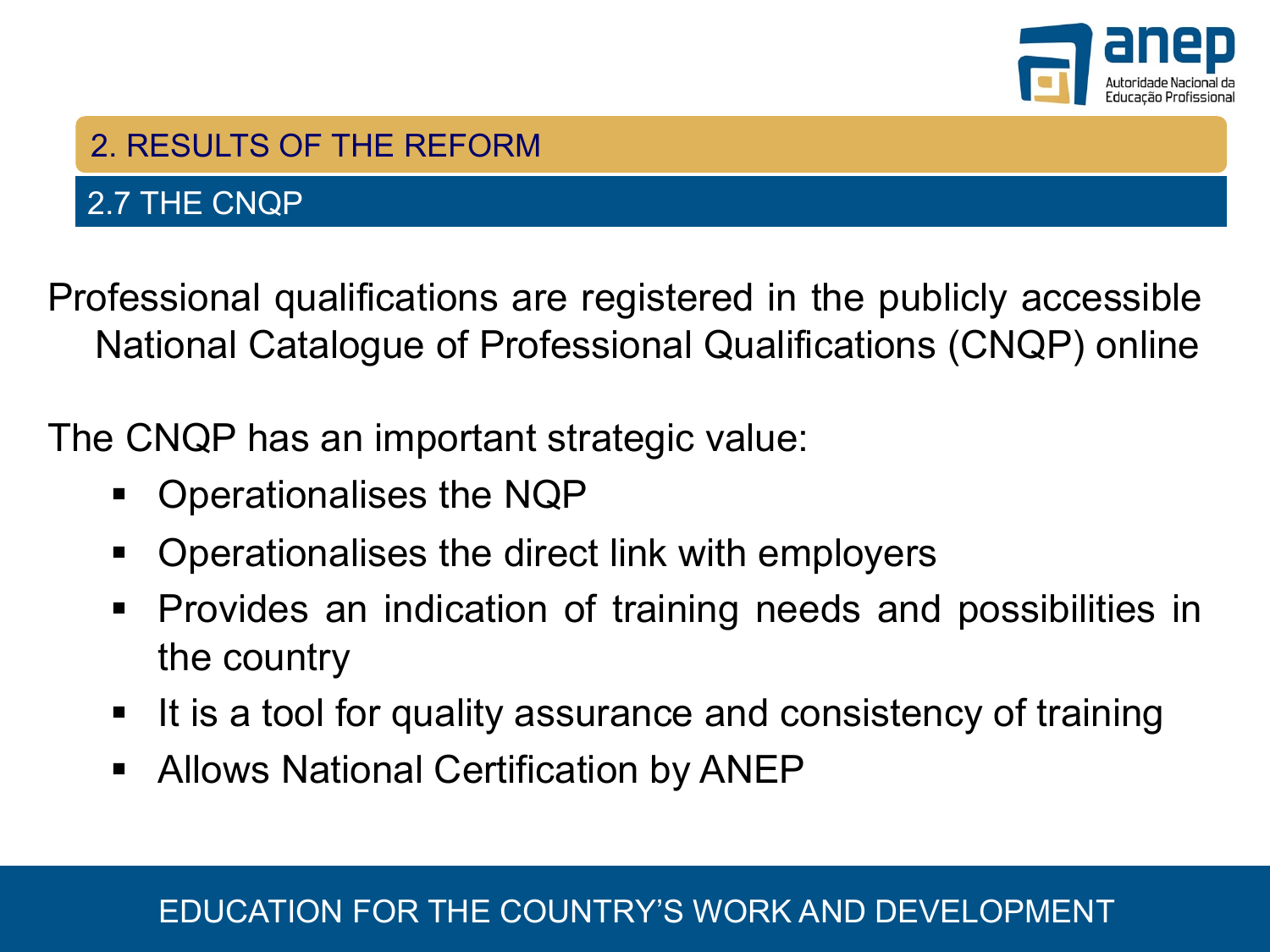## 2. RESULTS OF THE REFORM

### 2.7 THE CNQP

Professional qualifications are registered in the publicly accessible National Catalogue of Professional Qualifications (CNQP) online

The CNQP has an important strategic value:

- Operationalises the NQP
- Operationalises the direct link with employers
- Provides an indication of training needs and possibilities in the country
- It is a tool for quality assurance and consistency of training
- Allows National Certification by ANEP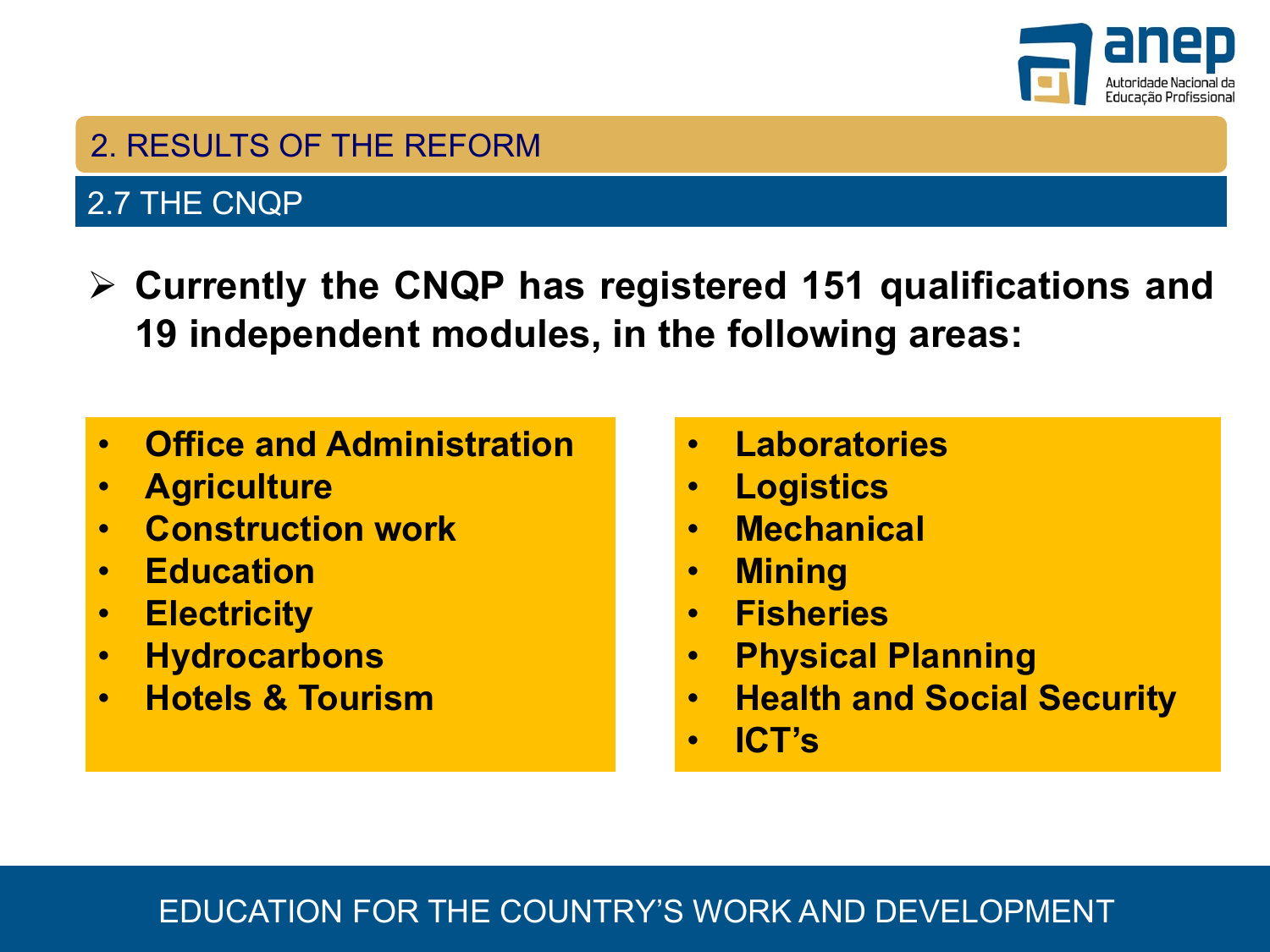## 2. RESULTS OF THE REFORM

### 2.7 THE CNQP

- **Currently the CNQP has registered 151 qualifications and 19 independent modules, in the following areas:**

- **Office and Administration**
- **Agriculture**
- **Construction work**
- **Education**
- **Electricity**
- **Hydrocarbons**
- **Hotels & Tourism**
- **Laboratories**
- **Logistics**
- **Mechanical**
- **Mining**
- **Fisheries**
- **Physical Planning**
- **Health and Social Security**
- **ICT's**

EDUCATION FOR THE COUNTRY'S WORK AND DEVELOPMENT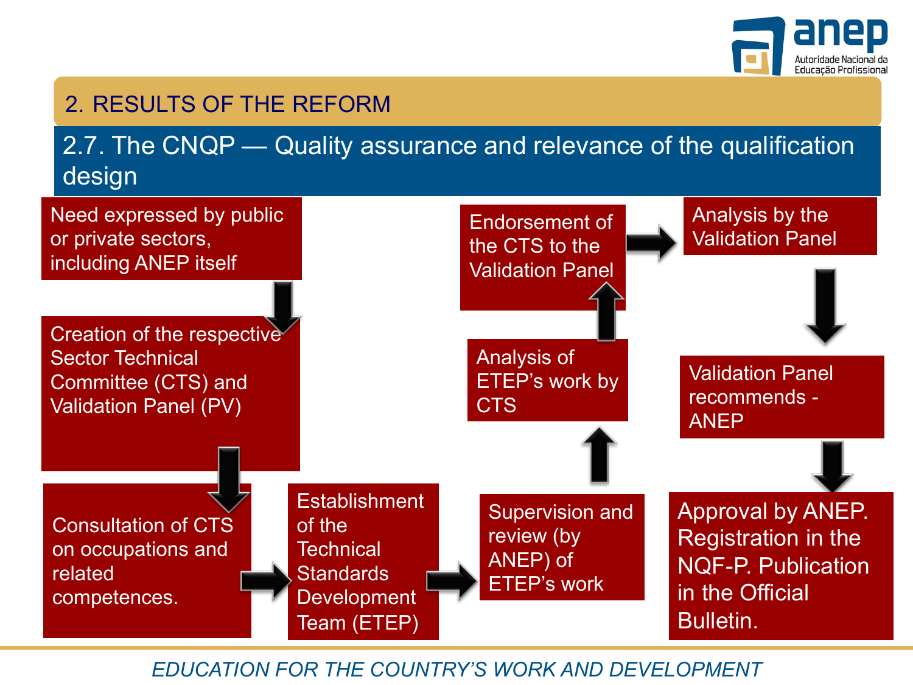## 2. RESULTS OF THE REFORM

### 2.7. The CNQP — Quality assurance and relevance of the qualification design

1. Need expressed by public or private sectors, including ANEP itself
2. Creation of the respective Sector Technical Committee (CTS) and Validation Panel (PV)
3. Consultation of CTS on occupations and related competences.
4. Establishment of the Technical Standards Development Team (ETEP)
5. Supervision and review (by ANEP) of ETEP's work
6. Analysis of ETEP's work by CTS
7. Endorsement of the CTS to the Validation Panel
8. Analysis by the Validation Panel
9. Validation Panel recommends - ANEP
10. Approval by ANEP. Registration in the NQF-P. Publication in the Official Bulletin.

*EDUCATION FOR THE COUNTRY'S WORK AND DEVELOPMENT*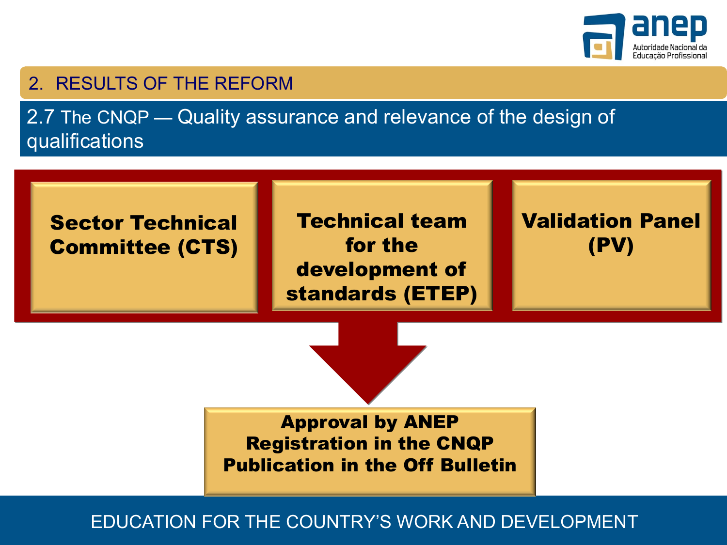## 2. RESULTS OF THE REFORM

### 2.7 The CNQP — Quality assurance and relevance of the design of qualifications

**Sector Technical Committee (CTS)**

**Technical team for the development of standards (ETEP)**

**Validation Panel (PV)**

**Approval by ANEP**
**Registration in the CNQP**
**Publication in the Off Bulletin**

EDUCATION FOR THE COUNTRY'S WORK AND DEVELOPMENT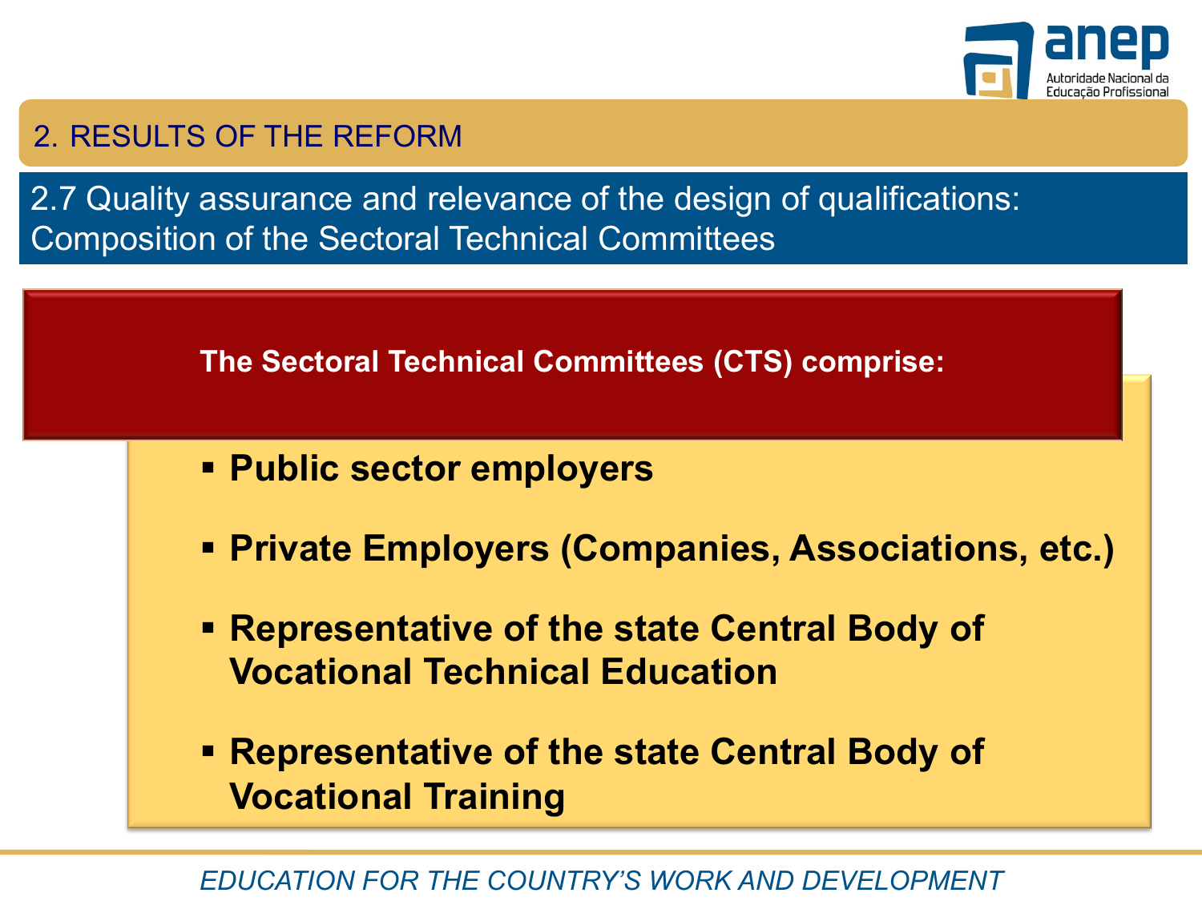## 2. RESULTS OF THE REFORM

### 2.7 Quality assurance and relevance of the design of qualifications: Composition of the Sectoral Technical Committees

**The Sectoral Technical Committees (CTS) comprise:**

- **Public sector employers**
- **Private Employers (Companies, Associations, etc.)**
- **Representative of the state Central Body of Vocational Technical Education**
- **Representative of the state Central Body of Vocational Training**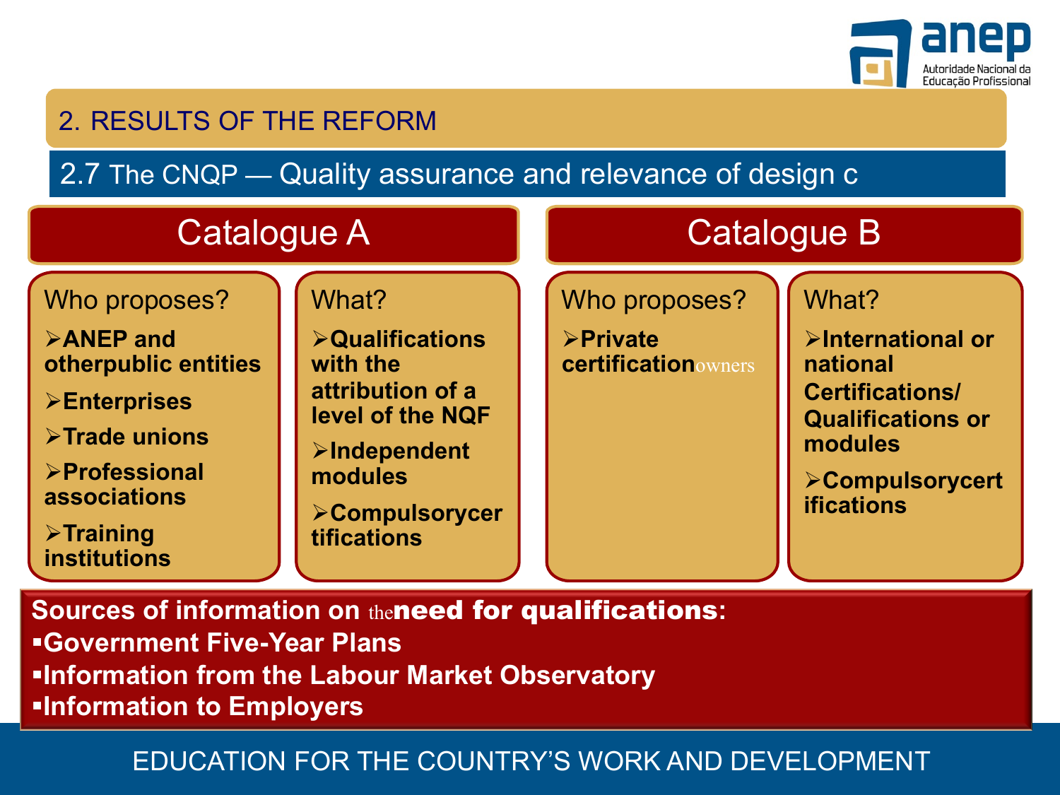## 2. RESULTS OF THE REFORM

### 2.7 The CNQP — Quality assurance and relevance of design c

| Catalogue A | | Catalogue B | |
|---|---|---|---|
| **Who proposes?** | **What?** | **Who proposes?** | **What?** |
| ➢**ANEP and otherpublic entities**<br>➢**Enterprises**<br>➢**Trade unions**<br>➢**Professional associations**<br>➢**Training institutions** | ➢**Qualifications with the attribution of a level of the NQF**<br>➢**Independent modules**<br>➢**Compulsorycertifications** | ➢**Private certification**owners | ➢**International or national Certifications/ Qualifications or modules**<br>➢**Compulsorycertifications** |

**Sources of information on** the**need for qualifications:**

- **Government Five-Year Plans**
- **Information from the Labour Market Observatory**
- **Information to Employers**

EDUCATION FOR THE COUNTRY'S WORK AND DEVELOPMENT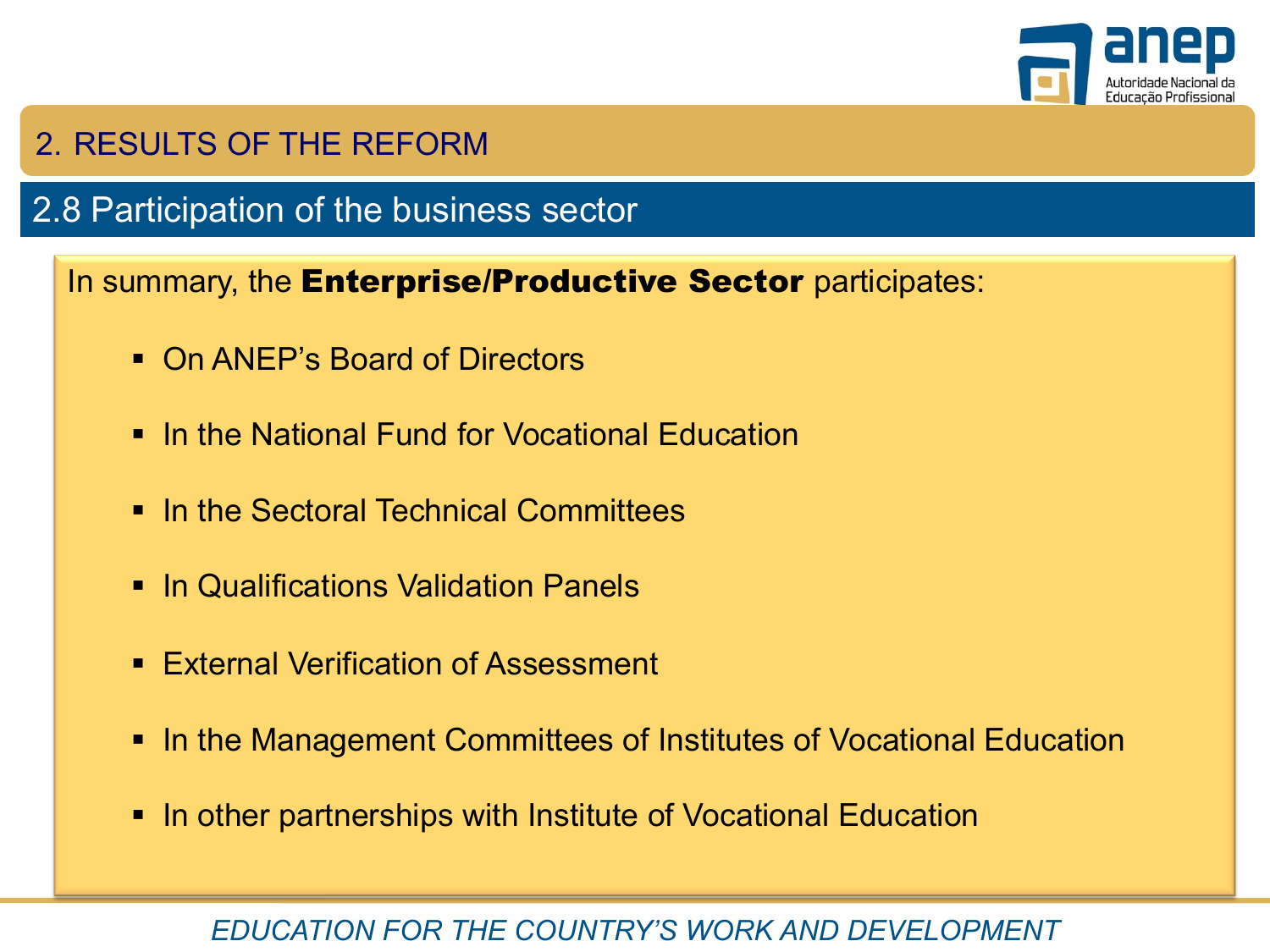## 2. RESULTS OF THE REFORM

### 2.8 Participation of the business sector

In summary, the **Enterprise/Productive Sector** participates:

- On ANEP's Board of Directors
- In the National Fund for Vocational Education
- In the Sectoral Technical Committees
- In Qualifications Validation Panels
- External Verification of Assessment
- In the Management Committees of Institutes of Vocational Education
- In other partnerships with Institute of Vocational Education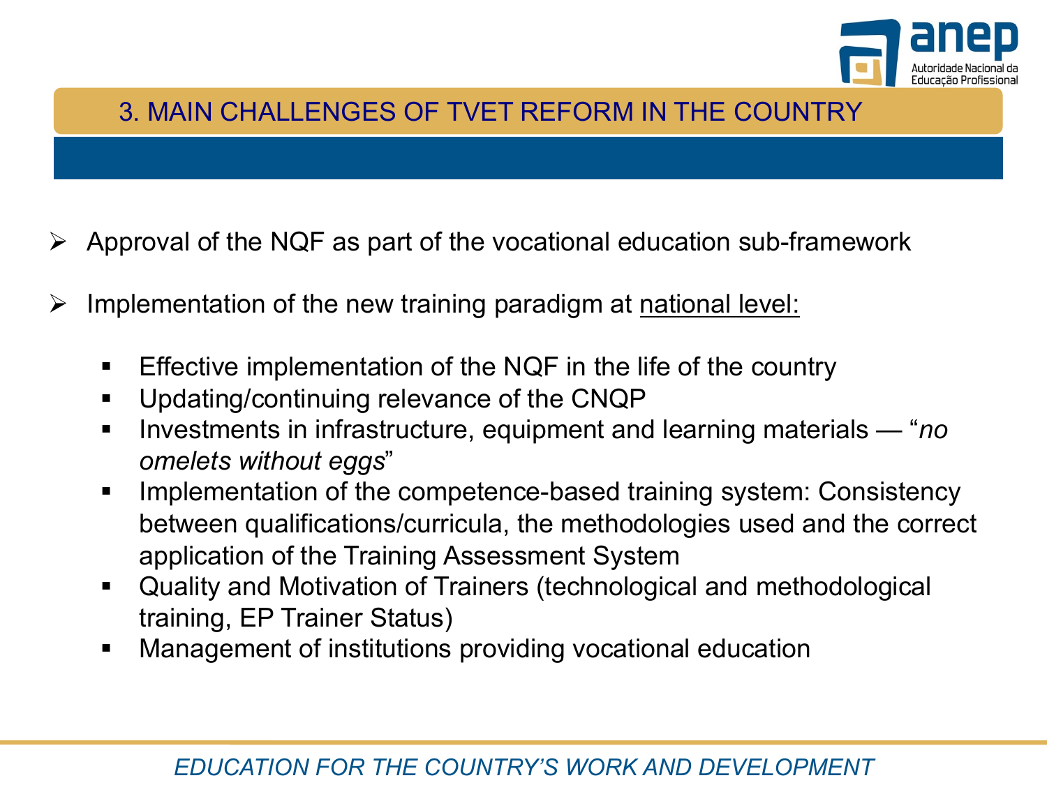## 3. MAIN CHALLENGES OF TVET REFORM IN THE COUNTRY

- Approval of the NQF as part of the vocational education sub-framework
- Implementation of the new training paradigm at national level:
  - Effective implementation of the NQF in the life of the country
  - Updating/continuing relevance of the CNQP
  - Investments in infrastructure, equipment and learning materials — "*no omelets without eggs*"
  - Implementation of the competence-based training system: Consistency between qualifications/curricula, the methodologies used and the correct application of the Training Assessment System
  - Quality and Motivation of Trainers (technological and methodological training, EP Trainer Status)
  - Management of institutions providing vocational education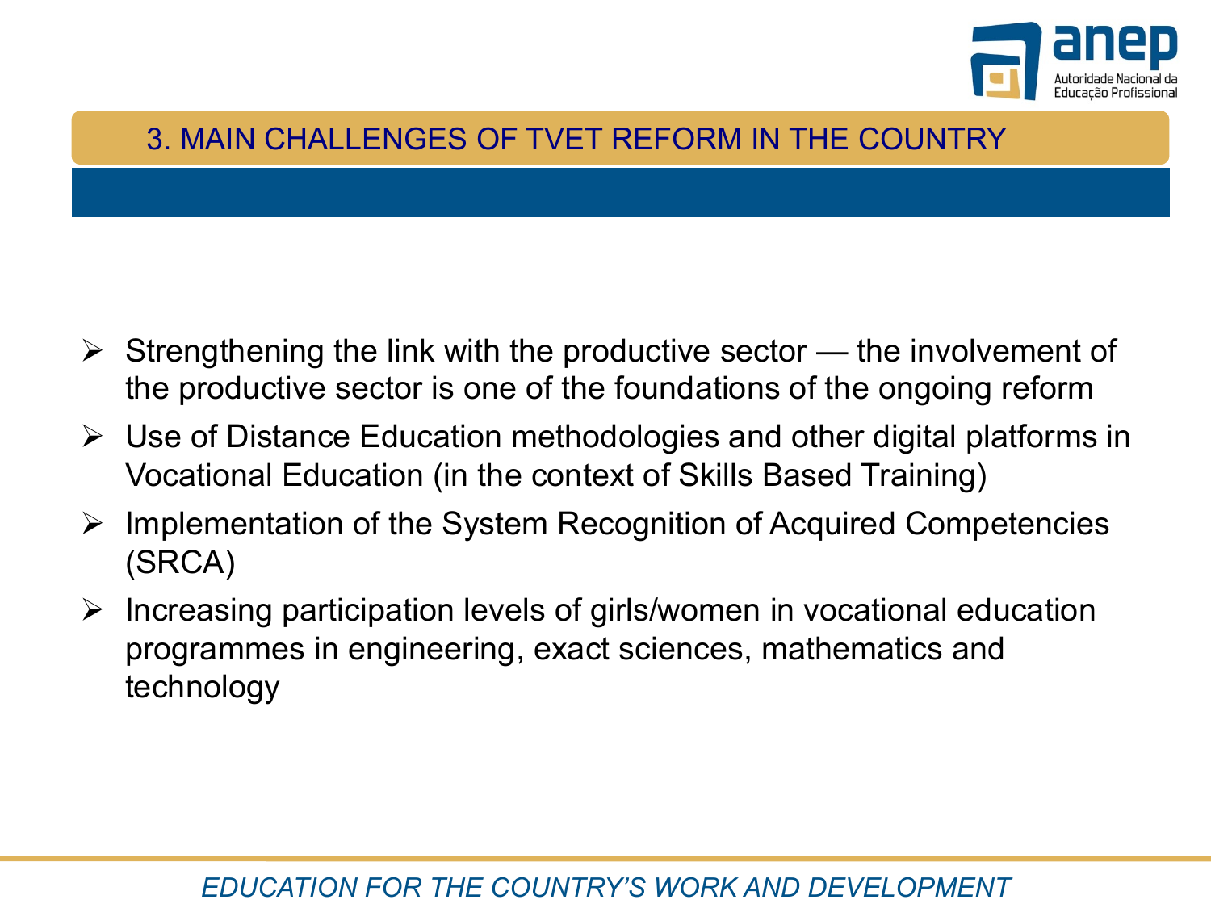## 3. MAIN CHALLENGES OF TVET REFORM IN THE COUNTRY

- Strengthening the link with the productive sector — the involvement of the productive sector is one of the foundations of the ongoing reform
- Use of Distance Education methodologies and other digital platforms in Vocational Education (in the context of Skills Based Training)
- Implementation of the System Recognition of Acquired Competencies (SRCA)
- Increasing participation levels of girls/women in vocational education programmes in engineering, exact sciences, mathematics and technology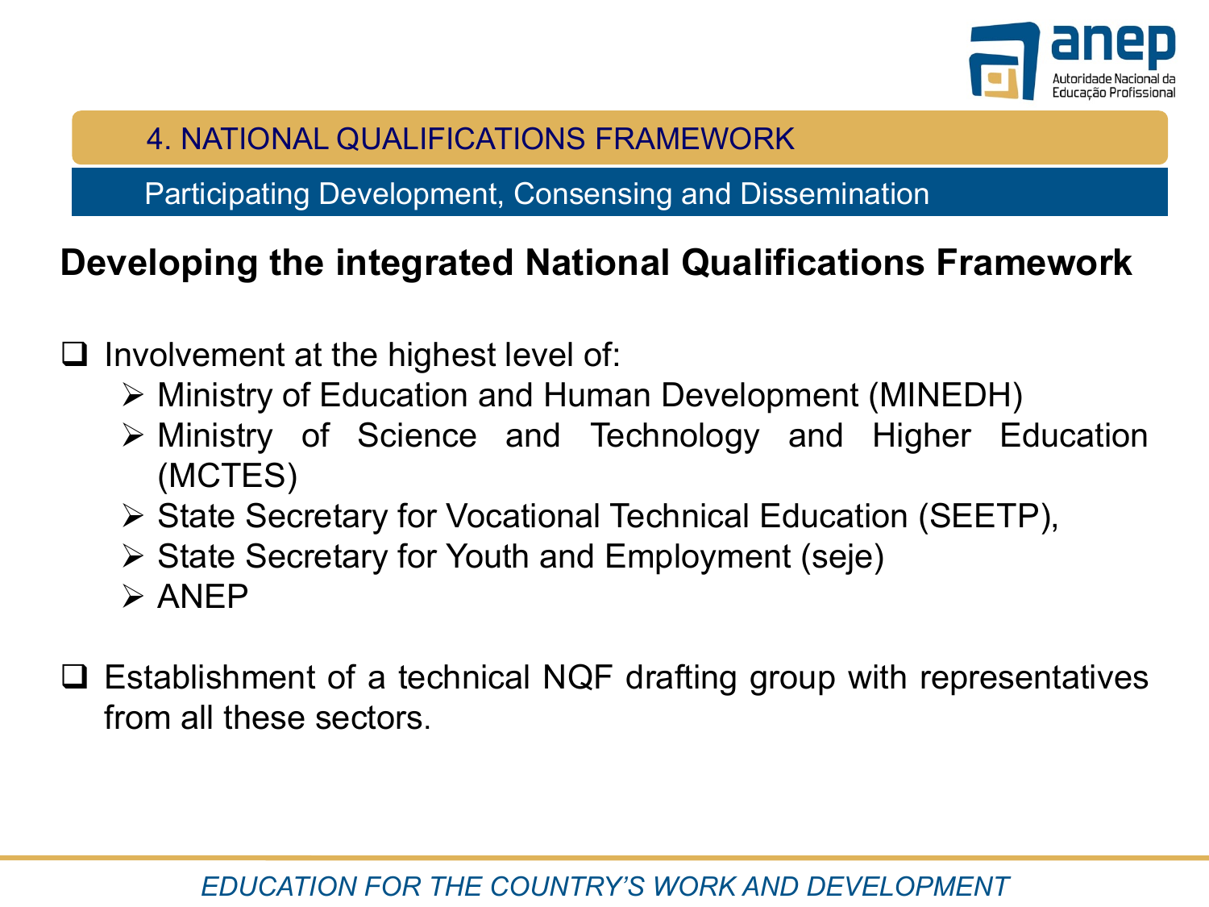# 4. NATIONAL QUALIFICATIONS FRAMEWORK

## Participating Development, Consensing and Dissemination

### Developing the integrated National Qualifications Framework

- Involvement at the highest level of:
  - Ministry of Education and Human Development (MINEDH)
  - Ministry of Science and Technology and Higher Education (MCTES)
  - State Secretary for Vocational Technical Education (SEETP),
  - State Secretary for Youth and Employment (seje)
  - ANEP

- Establishment of a technical NQF drafting group with representatives from all these sectors.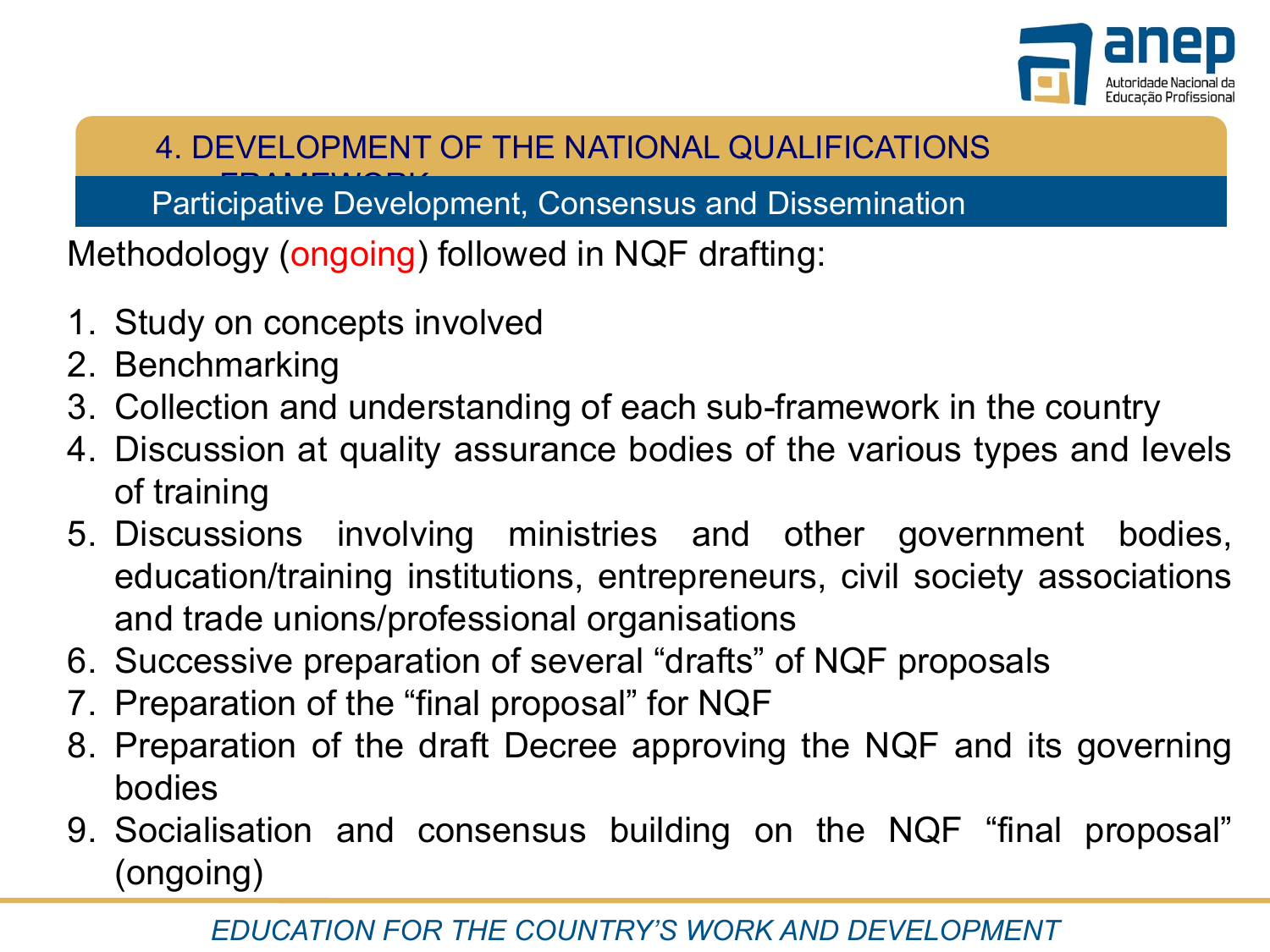## 4. DEVELOPMENT OF THE NATIONAL QUALIFICATIONS FRAMEWORK

### Participative Development, Consensus and Dissemination

Methodology (ongoing) followed in NQF drafting:

1. Study on concepts involved
2. Benchmarking
3. Collection and understanding of each sub-framework in the country
4. Discussion at quality assurance bodies of the various types and levels of training
5. Discussions involving ministries and other government bodies, education/training institutions, entrepreneurs, civil society associations and trade unions/professional organisations
6. Successive preparation of several “drafts” of NQF proposals
7. Preparation of the “final proposal” for NQF
8. Preparation of the draft Decree approving the NQF and its governing bodies
9. Socialisation and consensus building on the NQF “final proposal” (ongoing)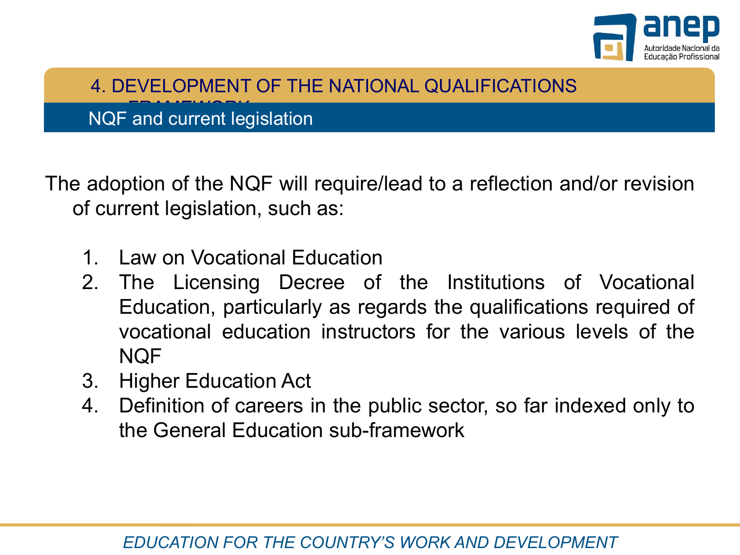## 4. DEVELOPMENT OF THE NATIONAL QUALIFICATIONS FRAMEWORK

### NQF and current legislation

The adoption of the NQF will require/lead to a reflection and/or revision of current legislation, such as:

1. Law on Vocational Education
2. The Licensing Decree of the Institutions of Vocational Education, particularly as regards the qualifications required of vocational education instructors for the various levels of the NQF
3. Higher Education Act
4. Definition of careers in the public sector, so far indexed only to the General Education sub-framework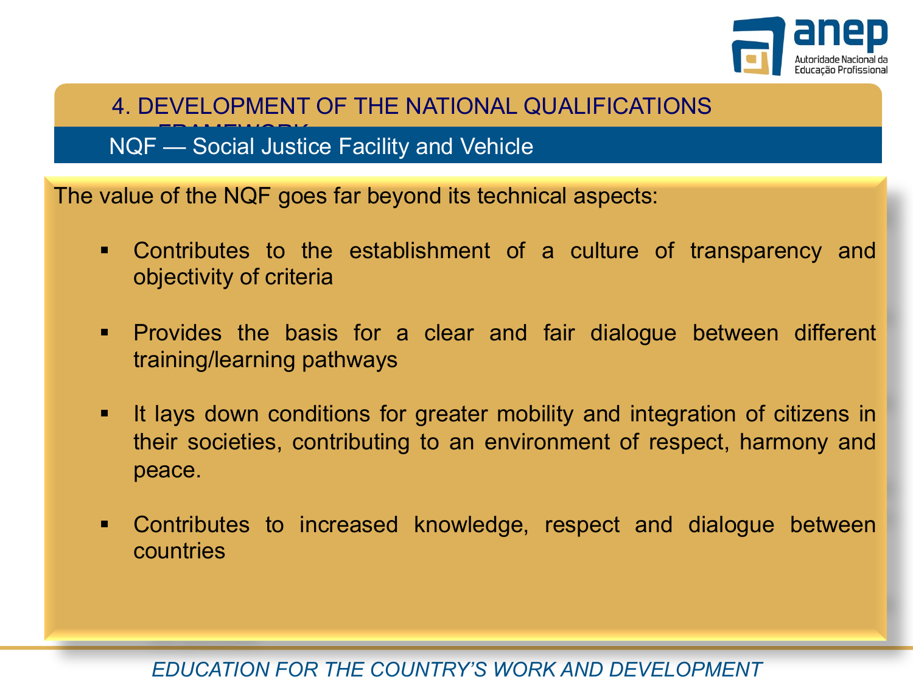## 4. DEVELOPMENT OF THE NATIONAL QUALIFICATIONS FRAMEWORK

### NQF — Social Justice Facility and Vehicle

The value of the NQF goes far beyond its technical aspects:

- Contributes to the establishment of a culture of transparency and objectivity of criteria
- Provides the basis for a clear and fair dialogue between different training/learning pathways
- It lays down conditions for greater mobility and integration of citizens in their societies, contributing to an environment of respect, harmony and peace.
- Contributes to increased knowledge, respect and dialogue between countries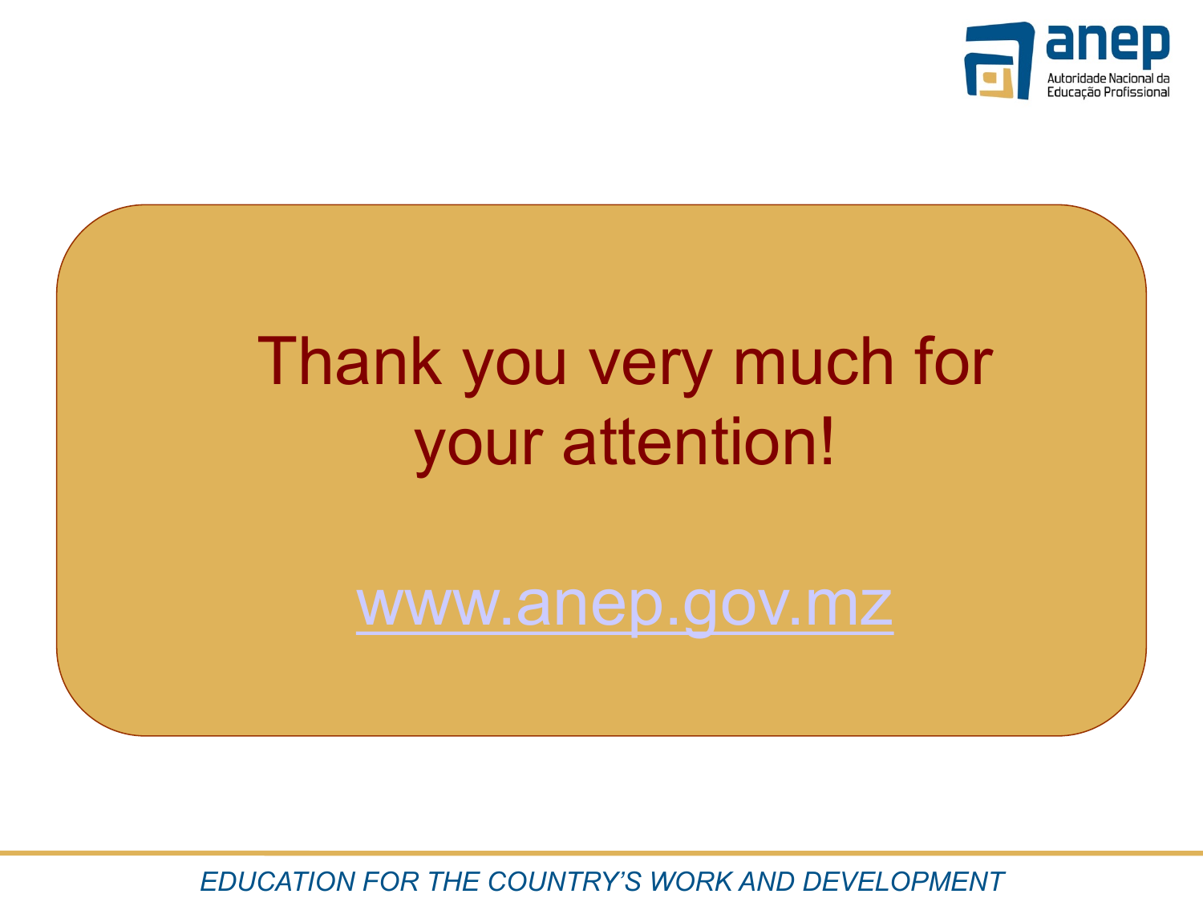Thank you very much for your attention!

www.anep.gov.mz

*EDUCATION FOR THE COUNTRY'S WORK AND DEVELOPMENT*